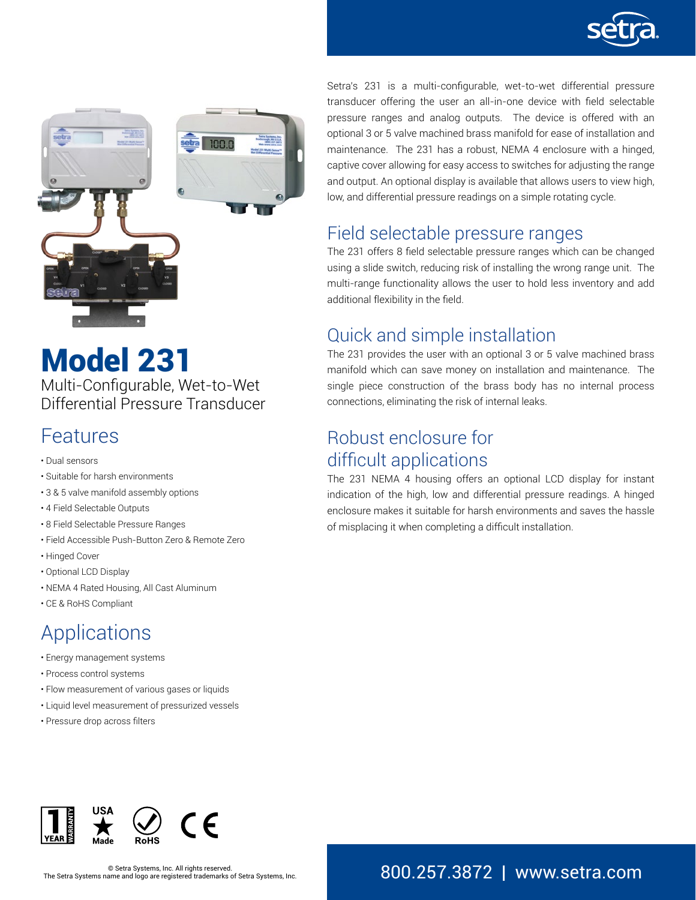# Model 231

Multi-Configurable, Wet-to-Wet Differential Pressure Transducer

## Features

- Dual sensors
- Suitable for harsh environments
- 3 & 5 valve manifold assembly options
- 4 Field Selectable Outputs
- 8 Field Selectable Pressure Ranges
- Field Accessible Push-Button Zero & Remote Zero
- Hinged Cover
- Optional LCD Display
- NEMA 4 Rated Housing, All Cast Aluminum
- CE & RoHS Compliant

## Applications

- Energy management systems
- Process control systems
- Flow measurement of various gases or liquids
- Liquid level measurement of pressurized vessels
- Pressure drop across filters

Setra's 231 is a multi-configurable, wet-to-wet differential pressure transducer offering the user an all-in-one device with field selectable pressure ranges and analog outputs. The device is offered with an optional 3 or 5 valve machined brass manifold for ease of installation and maintenance. The 231 has a robust, NEMA 4 enclosure with a hinged, captive cover allowing for easy access to switches for adjusting the range and output. An optional display is available that allows users to view high, low, and differential pressure readings on a simple rotating cycle.

## Field selectable pressure ranges

The 231 offers 8 field selectable pressure ranges which can be changed using a slide switch, reducing risk of installing the wrong range unit. The multi-range functionality allows the user to hold less inventory and add additional flexibility in the field.

## Quick and simple installation

The 231 provides the user with an optional 3 or 5 valve machined brass manifold which can save money on installation and maintenance. The single piece construction of the brass body has no internal process connections, eliminating the risk of internal leaks.

## Robust enclosure for difficult applications

The 231 NEMA 4 housing offers an optional LCD display for instant indication of the high, low and differential pressure readings. A hinged enclosure makes it suitable for harsh environments and saves the hassle of misplacing it when completing a difficult installation.

1 YEAR WARRANTY | USA Made | RoHS | CE

© Setra Systems, Inc. All rights reserved.
The Setra Systems name and logo are registered trademarks of Setra Systems, Inc.

800.257.3872 | www.setra.com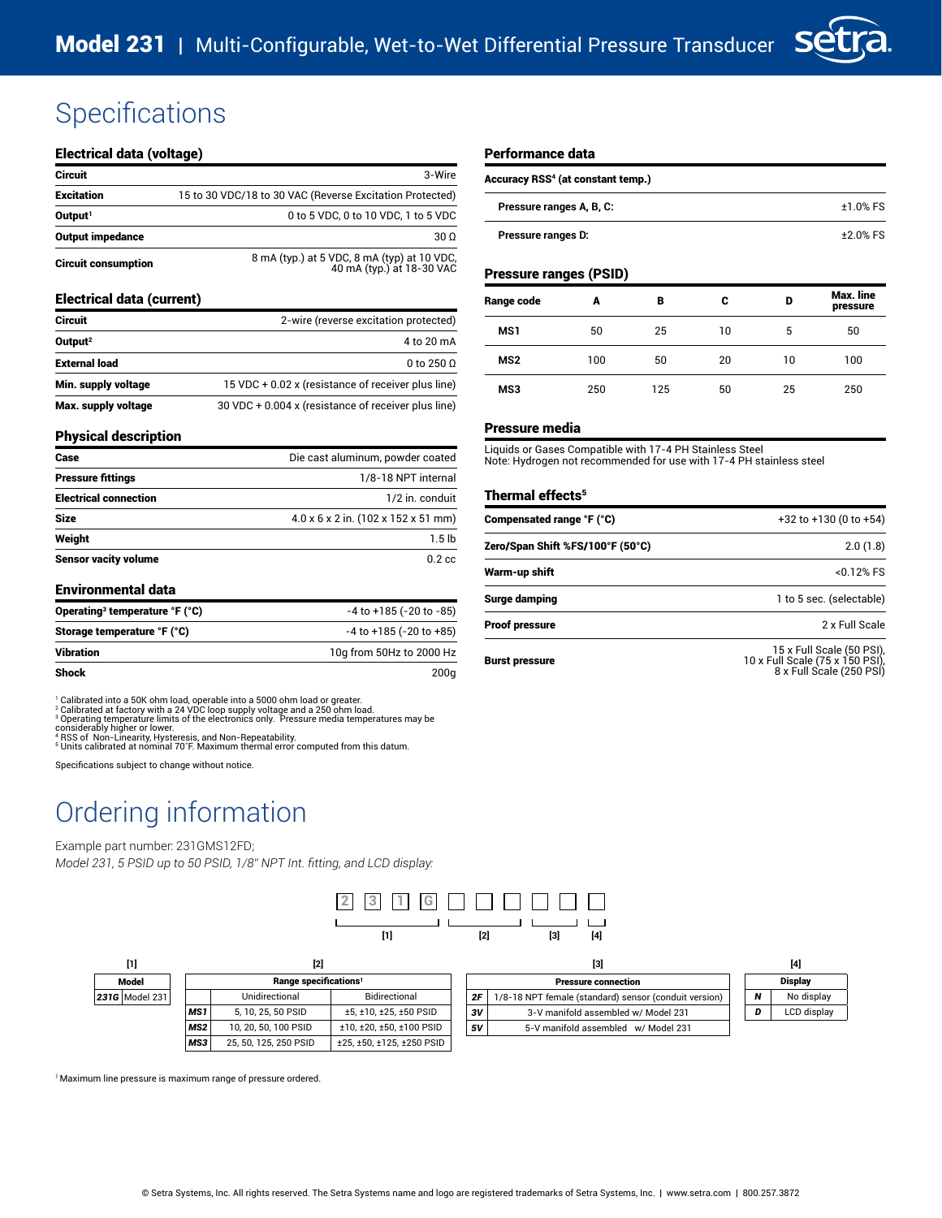# Specifications

## Electrical data (voltage)

| | |
|---|---|
| **Circuit** | 3-Wire |
| **Excitation** | 15 to 30 VDC/18 to 30 VAC (Reverse Excitation Protected) |
| **Output**[1] | 0 to 5 VDC, 0 to 10 VDC, 1 to 5 VDC |
| **Output impedance** | 30 Ω |
| **Circuit consumption** | 8 mA (typ.) at 5 VDC, 8 mA (typ) at 10 VDC, 40 mA (typ.) at 18-30 VAC |

## Electrical data (current)

| | |
|---|---|
| **Circuit** | 2-wire (reverse excitation protected) |
| **Output**[2] | 4 to 20 mA |
| **External load** | 0 to 250 Ω |
| **Min. supply voltage** | 15 VDC + 0.02 x (resistance of receiver plus line) |
| **Max. supply voltage** | 30 VDC + 0.004 x (resistance of receiver plus line) |

## Physical description

| | |
|---|---|
| **Case** | Die cast aluminum, powder coated |
| **Pressure fittings** | 1/8-18 NPT internal |
| **Electrical connection** | 1/2 in. conduit |
| **Size** | 4.0 x 6 x 2 in. (102 x 152 x 51 mm) |
| **Weight** | 1.5 lb |
| **Sensor vacity volume** | 0.2 cc |

## Environmental data

| | |
|---|---|
| **Operating**[3] **temperature °F (°C)** | -4 to +185 (-20 to -85) |
| **Storage temperature °F (°C)** | -4 to +185 (-20 to +85) |
| **Vibration** | 10g from 50Hz to 2000 Hz |
| **Shock** | 200g |

[1] Calibrated into a 50K ohm load, operable into a 5000 ohm load or greater.
[2] Calibrated at factory with a 24 VDC loop supply voltage and a 250 ohm load.
[3] Operating temperature limits of the electronics only. Pressure media temperatures may be considerably higher or lower.
[4] RSS of Non-Linearity, Hysteresis, and Non-Repeatability.
[5] Units calibrated at nominal 70°F. Maximum thermal error computed from this datum.

Specifications subject to change without notice.

## Performance data

| **Accuracy RSS**[4] **(at constant temp.)** | |
|---|---|
| **Pressure ranges A, B, C:** | ±1.0% FS |
| **Pressure ranges D:** | ±2.0% FS |

## Pressure ranges (PSID)

| Range code | A | B | C | D | Max. line pressure |
|---|---|---|---|---|---|
| MS1 | 50 | 25 | 10 | 5 | 50 |
| MS2 | 100 | 50 | 20 | 10 | 100 |
| MS3 | 250 | 125 | 50 | 25 | 250 |

## Pressure media

Liquids or Gases Compatible with 17-4 PH Stainless Steel
Note: Hydrogen not recommended for use with 17-4 PH stainless steel

## Thermal effects[5]

| | |
|---|---|
| **Compensated range °F (°C)** | +32 to +130 (0 to +54) |
| **Zero/Span Shift %FS/100°F (50°C)** | 2.0 (1.8) |
| **Warm-up shift** | <0.12% FS |
| **Surge damping** | 1 to 5 sec. (selectable) |
| **Proof pressure** | 2 x Full Scale |
| **Burst pressure** | 15 x Full Scale (50 PSI), 10 x Full Scale (75 x 150 PSI), 8 x Full Scale (250 PSI) |

# Ordering information

Example part number: 231GMS12FD;
*Model 231, 5 PSID up to 50 PSID, 1/8" NPT Int. fitting, and LCD display:*

2 3 1 G ☐ ☐ ☐ ☐ ☐ ☐
[1] [2] [3] [4]

**[1]**

| Model | |
|---|---|
| **231G** | Model 231 |

**[2]**

| Range specifications[1] | | |
|---|---|---|
| | Unidirectional | Bidirectional |
| **MS1** | 5, 10, 25, 50 PSID | ±5, ±10, ±25, ±50 PSID |
| **MS2** | 10, 20, 50, 100 PSID | ±10, ±20, ±50, ±100 PSID |
| **MS3** | 25, 50, 125, 250 PSID | ±25, ±50, ±125, ±250 PSID |

**[3]**

| Pressure connection | |
|---|---|
| **2F** | 1/8-18 NPT female (standard) sensor (conduit version) |
| **3V** | 3-V manifold assembled w/ Model 231 |
| **5V** | 5-V manifold assembled w/ Model 231 |

**[4]**

| Display | |
|---|---|
| **N** | No display |
| **D** | LCD display |

[1] Maximum line pressure is maximum range of pressure ordered.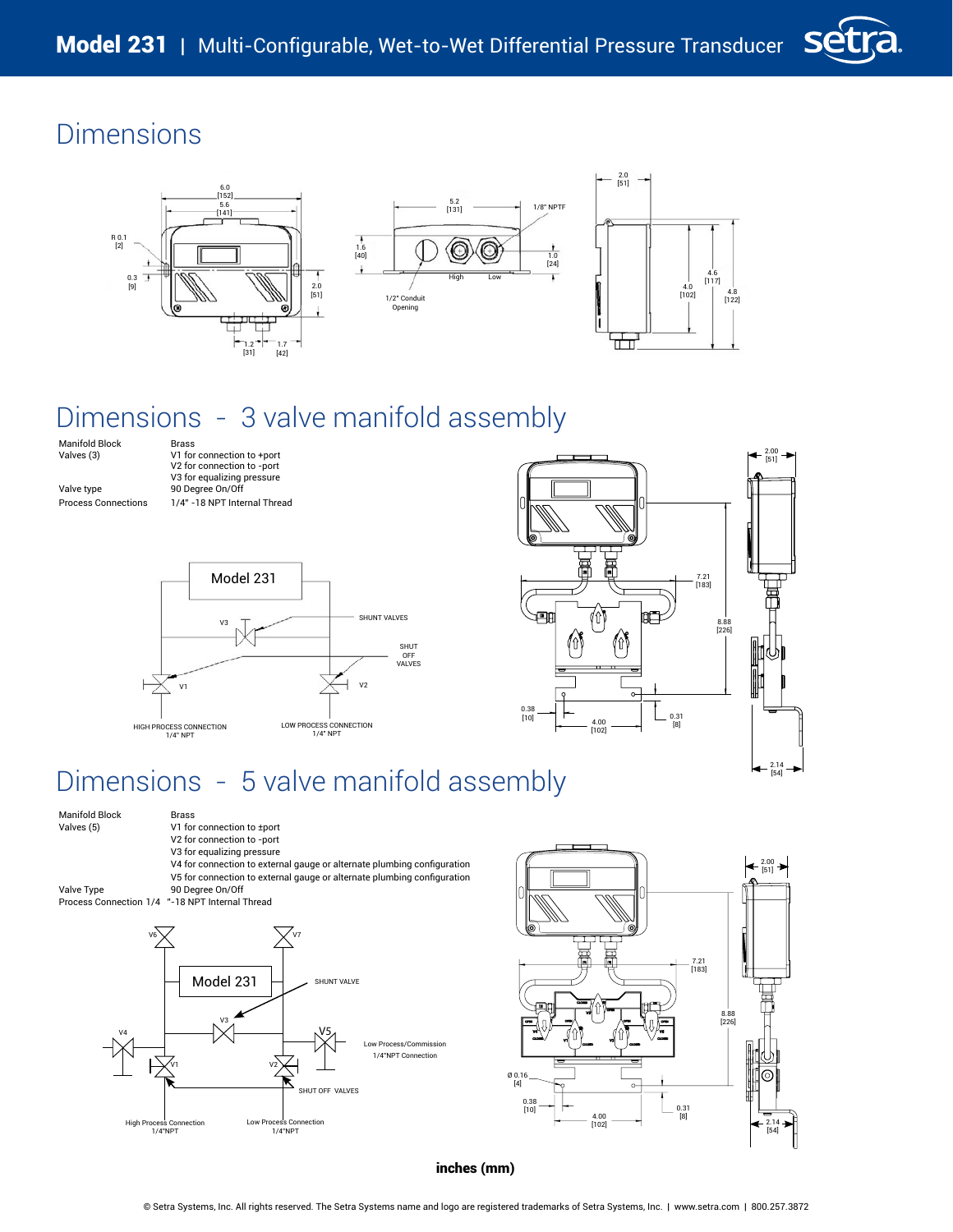# Dimensions

6.0 [152]
5.6 [141]
R 0.1 [2]
0.3 [9]
2.0 [51]
1.2 [31]
1.7 [42]

5.2 [131]
1/8" NPTF
1.6 [40]
1.0 [24]
High
Low
1/2" Conduit Opening

2.0 [51]
4.0 [102]
4.6 [117]
4.8 [122]

# Dimensions - 3 valve manifold assembly

| | |
|---|---|
| Manifold Block | Brass |
| Valves (3) | V1 for connection to +port |
| | V2 for connection to -port |
| | V3 for equalizing pressure |
| Valve type | 90 Degree On/Off |
| Process Connections | 1/4" -18 NPT Internal Thread |

Model 231
V3
SHUNT VALVES
SHUT OFF VALVES
V1
V2
HIGH PROCESS CONNECTION 1/4" NPT
LOW PROCESS CONNECTION 1/4" NPT

7.21 [183]
8.88 [226]
0.38 [10]
4.00 [102]
0.31 [8]
2.00 [51]
2.14 [54]

# Dimensions - 5 valve manifold assembly

| | |
|---|---|
| Manifold Block | Brass |
| Valves (5) | V1 for connection to ±port |
| | V2 for connection to -port |
| | V3 for equalizing pressure |
| | V4 for connection to external gauge or alternate plumbing configuration |
| | V5 for connection to external gauge or alternate plumbing configuration |
| Valve Type | 90 Degree On/Off |
| Process Connection 1/4 | "-18 NPT Internal Thread |

V6
V7
Model 231
SHUNT VALVE
V3
V4
V5
Low Process/Commission 1/4"NPT Connection
V1
V2
SHUT OFF VALVES
High Process Connection 1/4"NPT
Low Process Connection 1/4"NPT

7.21 [183]
8.88 [226]
Ø 0.16 [4]
0.38 [10]
4.00 [102]
0.31 [8]
2.00 [51]
2.14 [54]

**inches (mm)**

© Setra Systems, Inc. All rights reserved. The Setra Systems name and logo are registered trademarks of Setra Systems, Inc. | www.setra.com | 800.257.3872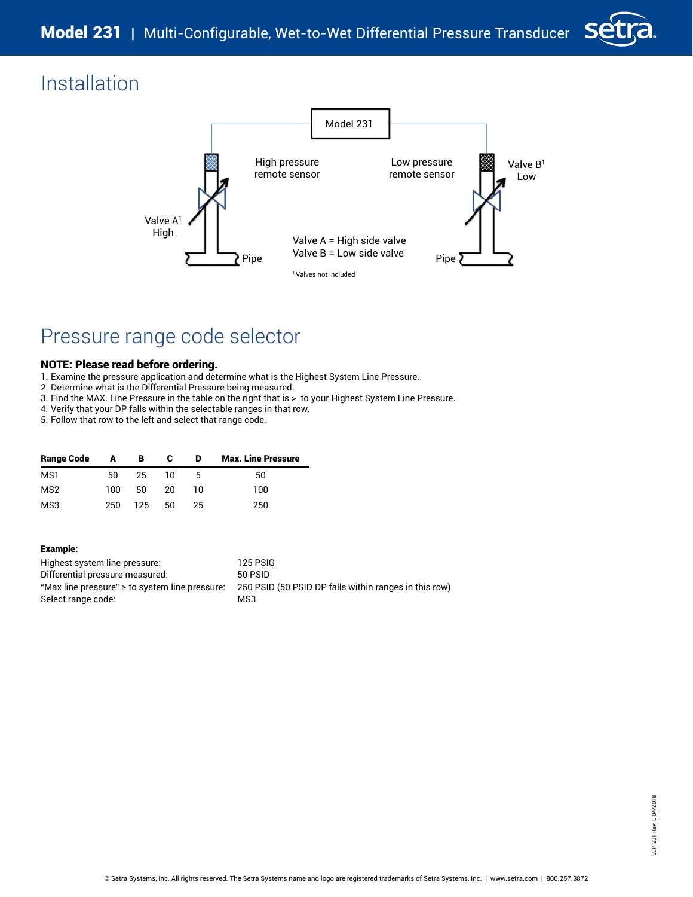## Installation

Model 231

High pressure remote sensor

Low pressure remote sensor

Valve A[1] High

Valve B[1] Low

Pipe

Pipe

Valve A = High side valve
Valve B = Low side valve

[1] Valves not included

## Pressure range code selector

**NOTE: Please read before ordering.**

1. Examine the pressure application and determine what is the Highest System Line Pressure.
2. Determine what is the Differential Pressure being measured.
3. Find the MAX. Line Pressure in the table on the right that is ≥ to your Highest System Line Pressure.
4. Verify that your DP falls within the selectable ranges in that row.
5. Follow that row to the left and select that range code.

| Range Code | A | B | C | D | Max. Line Pressure |
|---|---|---|---|---|---|
| MS1 | 50 | 25 | 10 | 5 | 50 |
| MS2 | 100 | 50 | 20 | 10 | 100 |
| MS3 | 250 | 125 | 50 | 25 | 250 |

**Example:**

| | |
|---|---|
| Highest system line pressure: | 125 PSIG |
| Differential pressure measured: | 50 PSID |
| "Max line pressure" ≥ to system line pressure: | 250 PSID (50 PSID DP falls within ranges in this row) |
| Select range code: | MS3 |

SSP 231 Rev. L 04/2018

© Setra Systems, Inc. All rights reserved. The Setra Systems name and logo are registered trademarks of Setra Systems, Inc. | www.setra.com | 800.257.3872